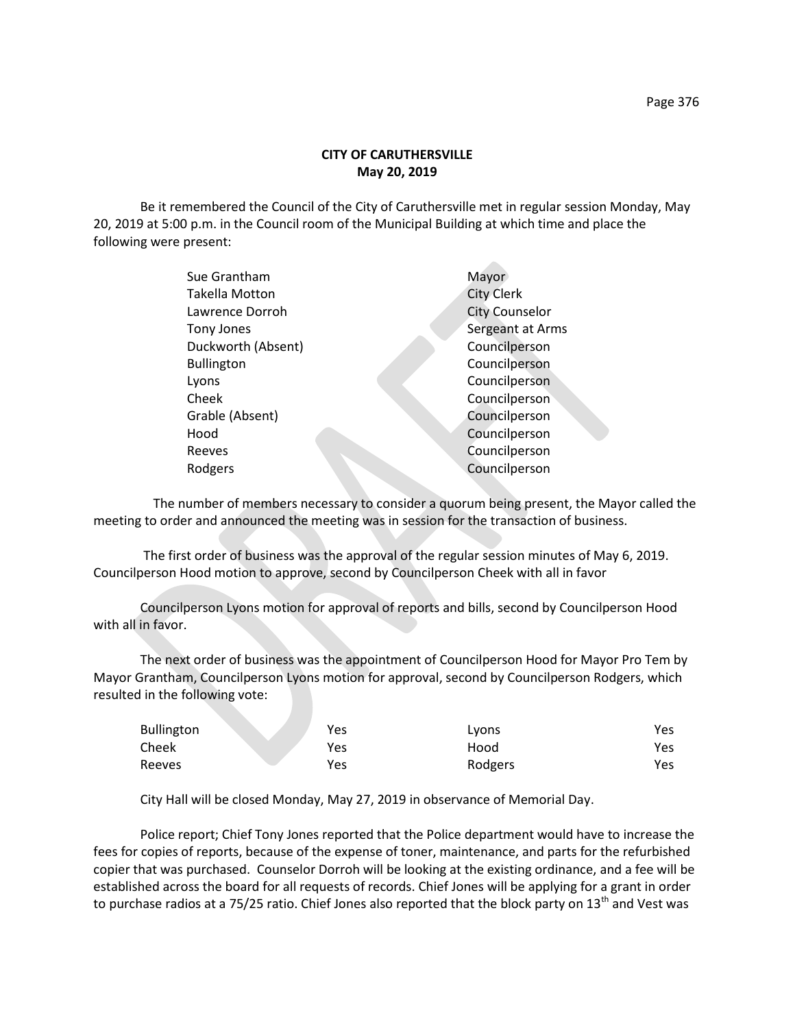**CITY OF CARUTHERSVILLE**
**May 20, 2019**

Be it remembered the Council of the City of Caruthersville met in regular session Monday, May 20, 2019 at 5:00 p.m. in the Council room of the Municipal Building at which time and place the following were present:

| | |
|---|---|
| Sue Grantham | Mayor |
| Takella Motton | City Clerk |
| Lawrence Dorroh | City Counselor |
| Tony Jones | Sergeant at Arms |
| Duckworth (Absent) | Councilperson |
| Bullington | Councilperson |
| Lyons | Councilperson |
| Cheek | Councilperson |
| Grable (Absent) | Councilperson |
| Hood | Councilperson |
| Reeves | Councilperson |
| Rodgers | Councilperson |

The number of members necessary to consider a quorum being present, the Mayor called the meeting to order and announced the meeting was in session for the transaction of business.

The first order of business was the approval of the regular session minutes of May 6, 2019. Councilperson Hood motion to approve, second by Councilperson Cheek with all in favor

Councilperson Lyons motion for approval of reports and bills, second by Councilperson Hood with all in favor.

The next order of business was the appointment of Councilperson Hood for Mayor Pro Tem by Mayor Grantham, Councilperson Lyons motion for approval, second by Councilperson Rodgers, which resulted in the following vote:

| | | | |
|---|---|---|---|
| Bullington | Yes | Lyons | Yes |
| Cheek | Yes | Hood | Yes |
| Reeves | Yes | Rodgers | Yes |

City Hall will be closed Monday, May 27, 2019 in observance of Memorial Day.

Police report; Chief Tony Jones reported that the Police department would have to increase the fees for copies of reports, because of the expense of toner, maintenance, and parts for the refurbished copier that was purchased. Counselor Dorroh will be looking at the existing ordinance, and a fee will be established across the board for all requests of records. Chief Jones will be applying for a grant in order to purchase radios at a 75/25 ratio. Chief Jones also reported that the block party on 13th and Vest was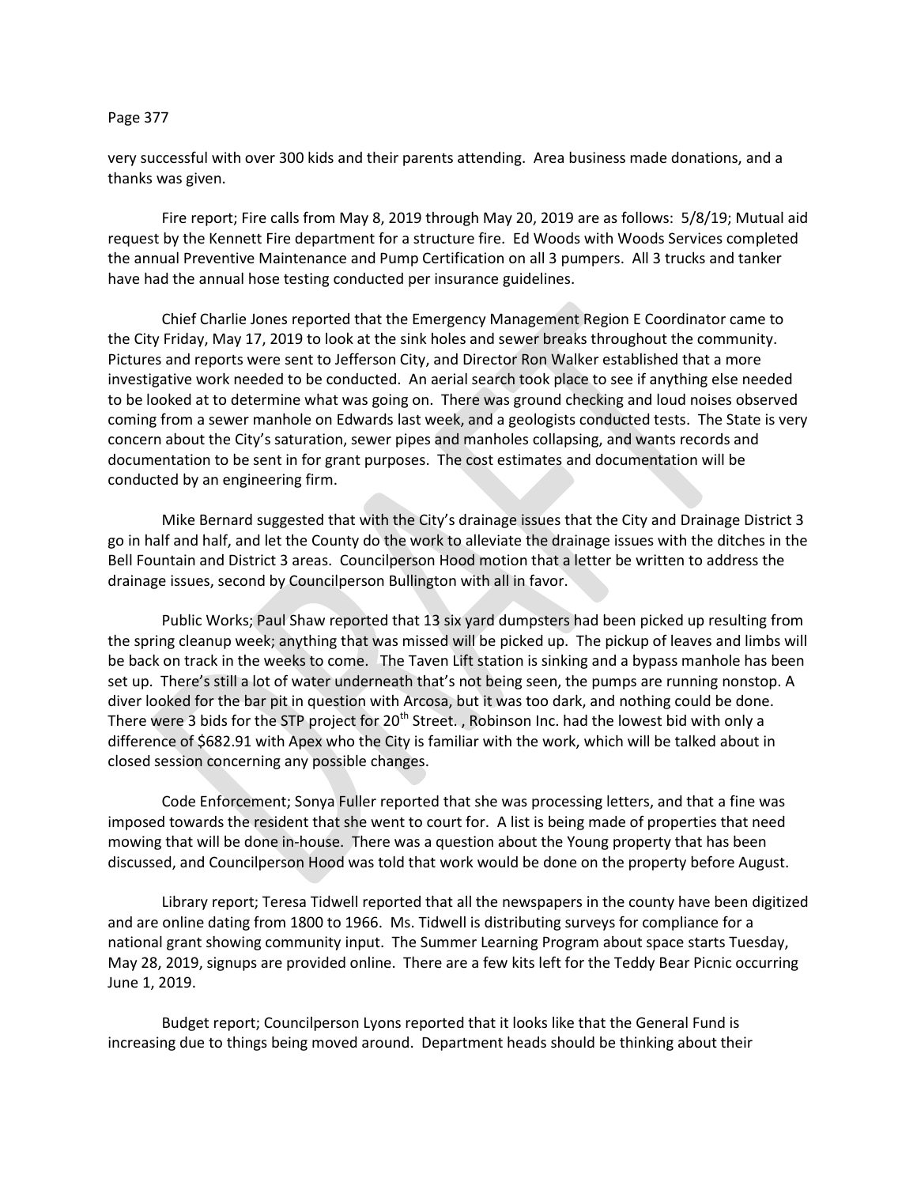very successful with over 300 kids and their parents attending. Area business made donations, and a thanks was given.

Fire report; Fire calls from May 8, 2019 through May 20, 2019 are as follows: 5/8/19; Mutual aid request by the Kennett Fire department for a structure fire. Ed Woods with Woods Services completed the annual Preventive Maintenance and Pump Certification on all 3 pumpers. All 3 trucks and tanker have had the annual hose testing conducted per insurance guidelines.

Chief Charlie Jones reported that the Emergency Management Region E Coordinator came to the City Friday, May 17, 2019 to look at the sink holes and sewer breaks throughout the community. Pictures and reports were sent to Jefferson City, and Director Ron Walker established that a more investigative work needed to be conducted. An aerial search took place to see if anything else needed to be looked at to determine what was going on. There was ground checking and loud noises observed coming from a sewer manhole on Edwards last week, and a geologists conducted tests. The State is very concern about the City's saturation, sewer pipes and manholes collapsing, and wants records and documentation to be sent in for grant purposes. The cost estimates and documentation will be conducted by an engineering firm.

Mike Bernard suggested that with the City's drainage issues that the City and Drainage District 3 go in half and half, and let the County do the work to alleviate the drainage issues with the ditches in the Bell Fountain and District 3 areas. Councilperson Hood motion that a letter be written to address the drainage issues, second by Councilperson Bullington with all in favor.

Public Works; Paul Shaw reported that 13 six yard dumpsters had been picked up resulting from the spring cleanup week; anything that was missed will be picked up. The pickup of leaves and limbs will be back on track in the weeks to come. The Taven Lift station is sinking and a bypass manhole has been set up. There's still a lot of water underneath that's not being seen, the pumps are running nonstop. A diver looked for the bar pit in question with Arcosa, but it was too dark, and nothing could be done. There were 3 bids for the STP project for 20th Street. , Robinson Inc. had the lowest bid with only a difference of $682.91 with Apex who the City is familiar with the work, which will be talked about in closed session concerning any possible changes.

Code Enforcement; Sonya Fuller reported that she was processing letters, and that a fine was imposed towards the resident that she went to court for. A list is being made of properties that need mowing that will be done in-house. There was a question about the Young property that has been discussed, and Councilperson Hood was told that work would be done on the property before August.

Library report; Teresa Tidwell reported that all the newspapers in the county have been digitized and are online dating from 1800 to 1966. Ms. Tidwell is distributing surveys for compliance for a national grant showing community input. The Summer Learning Program about space starts Tuesday, May 28, 2019, signups are provided online. There are a few kits left for the Teddy Bear Picnic occurring June 1, 2019.

Budget report; Councilperson Lyons reported that it looks like that the General Fund is increasing due to things being moved around. Department heads should be thinking about their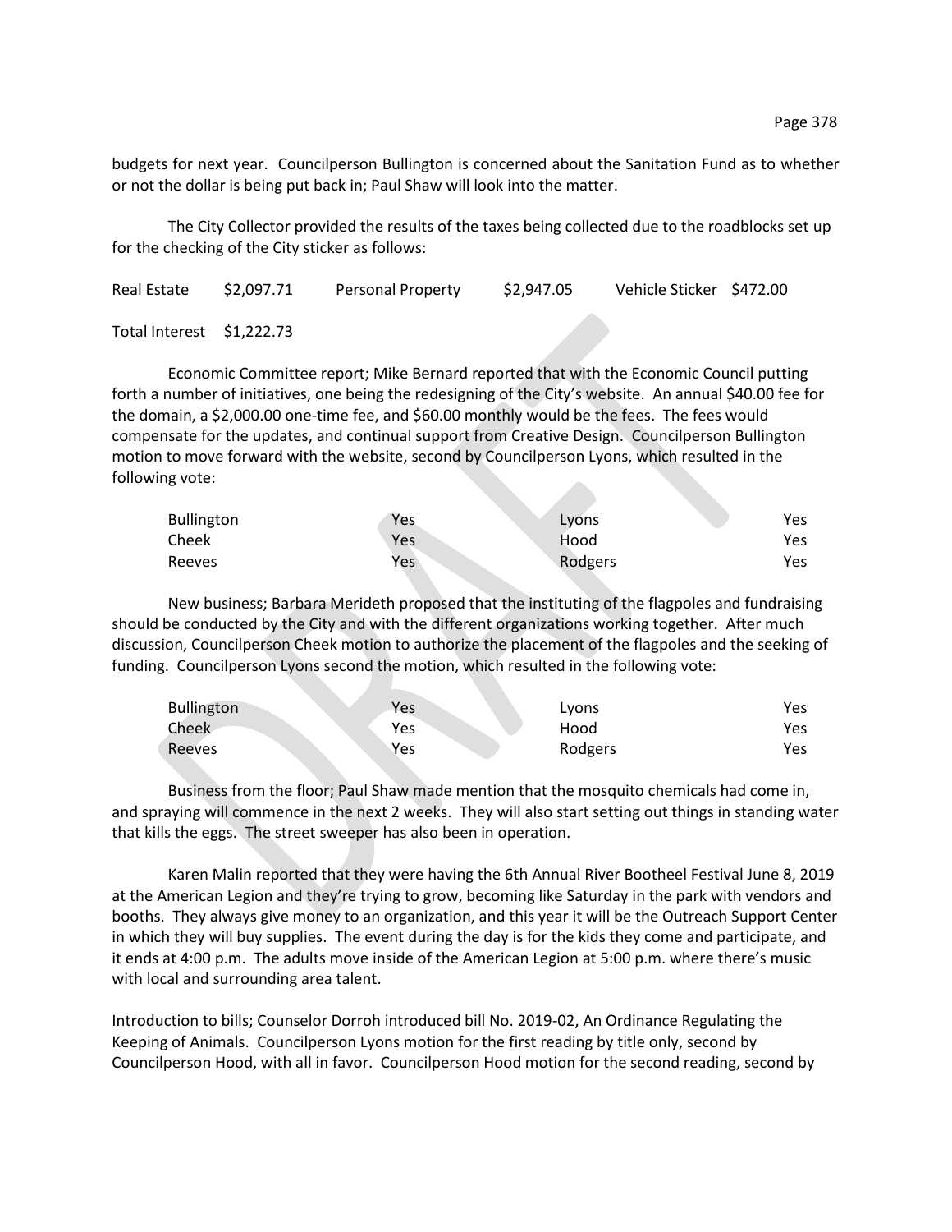budgets for next year. Councilperson Bullington is concerned about the Sanitation Fund as to whether or not the dollar is being put back in; Paul Shaw will look into the matter.

The City Collector provided the results of the taxes being collected due to the roadblocks set up for the checking of the City sticker as follows:

Real Estate $2,097.71 Personal Property $2,947.05 Vehicle Sticker $472.00

Total Interest $1,222.73

Economic Committee report; Mike Bernard reported that with the Economic Council putting forth a number of initiatives, one being the redesigning of the City's website. An annual $40.00 fee for the domain, a $2,000.00 one-time fee, and $60.00 monthly would be the fees. The fees would compensate for the updates, and continual support from Creative Design. Councilperson Bullington motion to move forward with the website, second by Councilperson Lyons, which resulted in the following vote:

| | | | |
|---|---|---|---|
| Bullington | Yes | Lyons | Yes |
| Cheek | Yes | Hood | Yes |
| Reeves | Yes | Rodgers | Yes |

New business; Barbara Merideth proposed that the instituting of the flagpoles and fundraising should be conducted by the City and with the different organizations working together. After much discussion, Councilperson Cheek motion to authorize the placement of the flagpoles and the seeking of funding. Councilperson Lyons second the motion, which resulted in the following vote:

| | | | |
|---|---|---|---|
| Bullington | Yes | Lyons | Yes |
| Cheek | Yes | Hood | Yes |
| Reeves | Yes | Rodgers | Yes |

Business from the floor; Paul Shaw made mention that the mosquito chemicals had come in, and spraying will commence in the next 2 weeks. They will also start setting out things in standing water that kills the eggs. The street sweeper has also been in operation.

Karen Malin reported that they were having the 6th Annual River Bootheel Festival June 8, 2019 at the American Legion and they're trying to grow, becoming like Saturday in the park with vendors and booths. They always give money to an organization, and this year it will be the Outreach Support Center in which they will buy supplies. The event during the day is for the kids they come and participate, and it ends at 4:00 p.m. The adults move inside of the American Legion at 5:00 p.m. where there's music with local and surrounding area talent.

Introduction to bills; Counselor Dorroh introduced bill No. 2019-02, An Ordinance Regulating the Keeping of Animals. Councilperson Lyons motion for the first reading by title only, second by Councilperson Hood, with all in favor. Councilperson Hood motion for the second reading, second by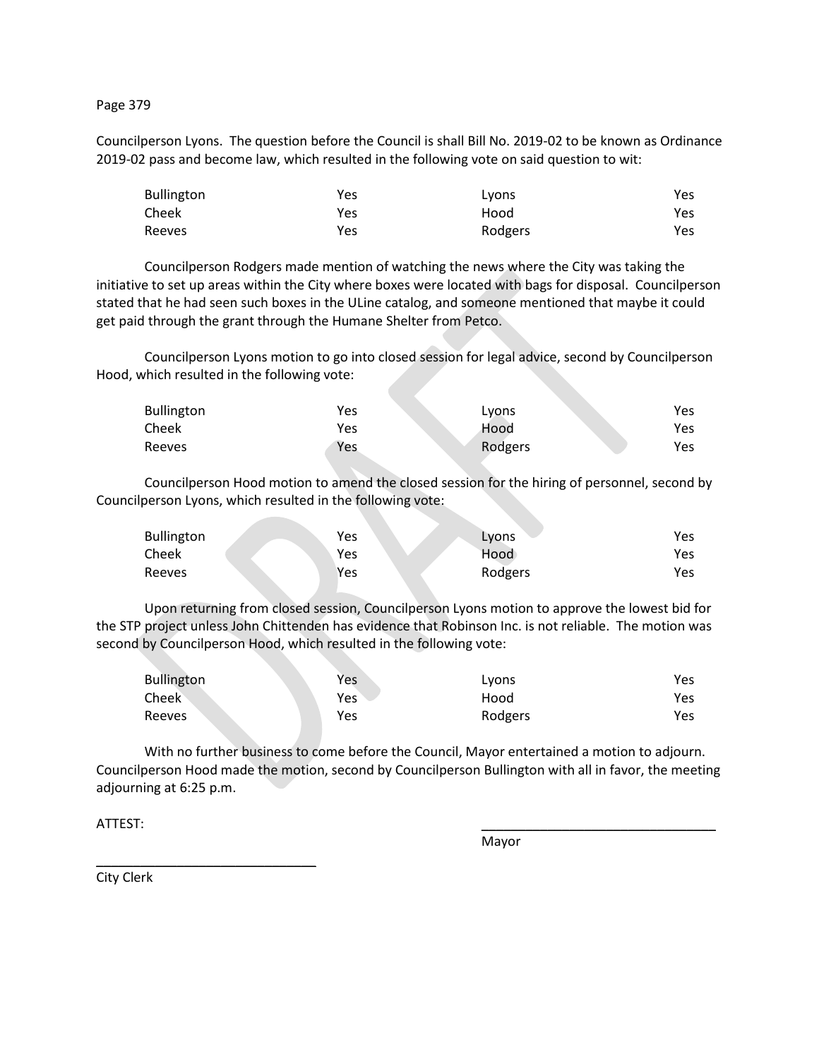Councilperson Lyons. The question before the Council is shall Bill No. 2019-02 to be known as Ordinance 2019-02 pass and become law, which resulted in the following vote on said question to wit:

| | | | |
|---|---|---|---|
| Bullington | Yes | Lyons | Yes |
| Cheek | Yes | Hood | Yes |
| Reeves | Yes | Rodgers | Yes |

Councilperson Rodgers made mention of watching the news where the City was taking the initiative to set up areas within the City where boxes were located with bags for disposal. Councilperson stated that he had seen such boxes in the ULine catalog, and someone mentioned that maybe it could get paid through the grant through the Humane Shelter from Petco.

Councilperson Lyons motion to go into closed session for legal advice, second by Councilperson Hood, which resulted in the following vote:

| | | | |
|---|---|---|---|
| Bullington | Yes | Lyons | Yes |
| Cheek | Yes | Hood | Yes |
| Reeves | Yes | Rodgers | Yes |

Councilperson Hood motion to amend the closed session for the hiring of personnel, second by Councilperson Lyons, which resulted in the following vote:

| | | | |
|---|---|---|---|
| Bullington | Yes | Lyons | Yes |
| Cheek | Yes | Hood | Yes |
| Reeves | Yes | Rodgers | Yes |

Upon returning from closed session, Councilperson Lyons motion to approve the lowest bid for the STP project unless John Chittenden has evidence that Robinson Inc. is not reliable. The motion was second by Councilperson Hood, which resulted in the following vote:

| | | | |
|---|---|---|---|
| Bullington | Yes | Lyons | Yes |
| Cheek | Yes | Hood | Yes |
| Reeves | Yes | Rodgers | Yes |

With no further business to come before the Council, Mayor entertained a motion to adjourn. Councilperson Hood made the motion, second by Councilperson Bullington with all in favor, the meeting adjourning at 6:25 p.m.

ATTEST:

\_\_\_\_\_\_\_\_\_\_\_\_\_\_\_\_\_\_\_\_\_\_\_\_\_\_\_\_\_\_\_\_
Mayor

\_\_\_\_\_\_\_\_\_\_\_\_\_\_\_\_\_\_\_\_\_\_\_\_\_\_\_\_\_\_\_\_
City Clerk